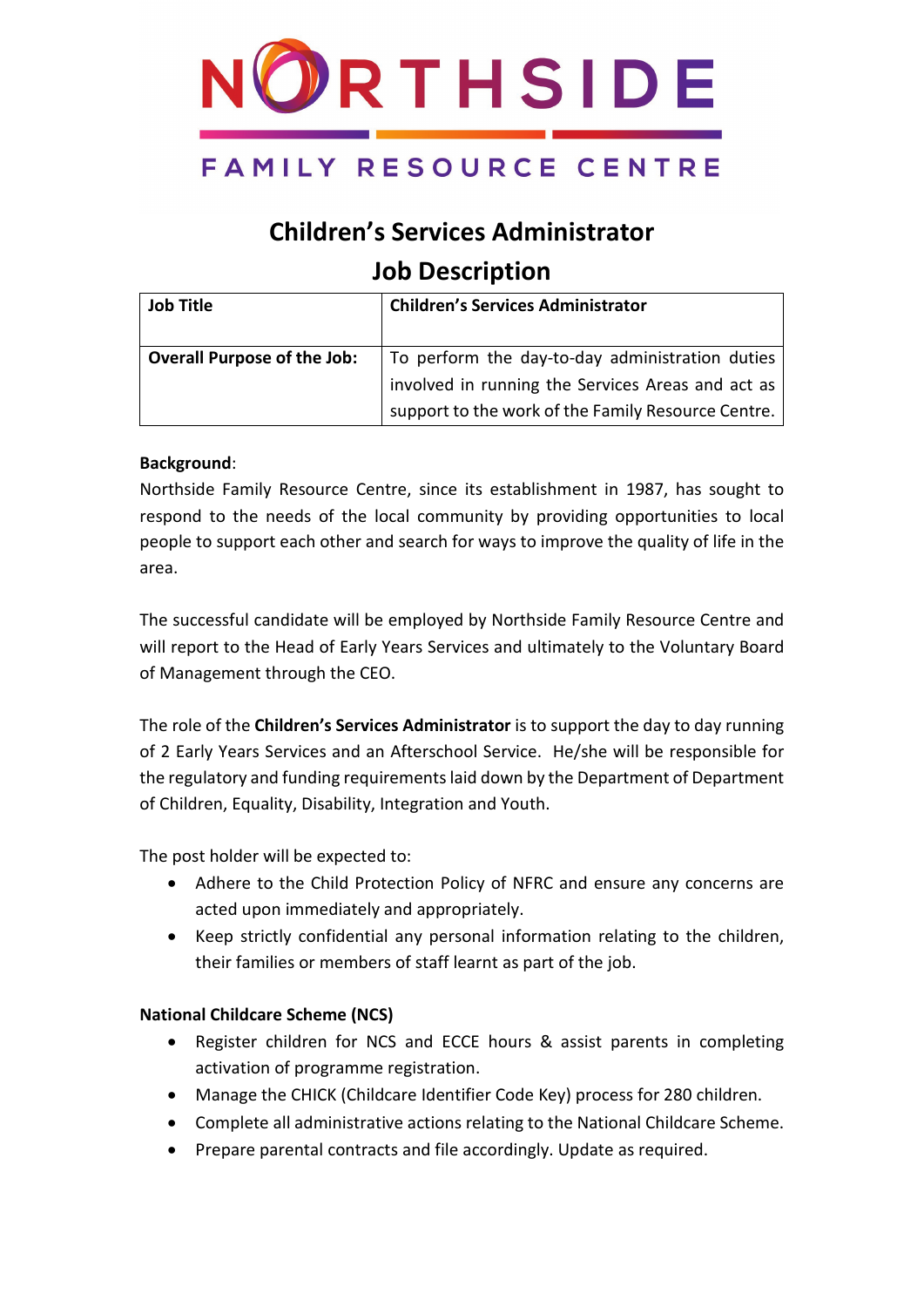NORTHSIDE

FAMILY RESOURCE CENTRE

# Children's Services Administrator

## Job Description

| Job Title | Children's Services Administrator |
|---|---|
| Overall Purpose of the Job: | To perform the day-to-day administration duties involved in running the Services Areas and act as support to the work of the Family Resource Centre. |

**Background**:

Northside Family Resource Centre, since its establishment in 1987, has sought to respond to the needs of the local community by providing opportunities to local people to support each other and search for ways to improve the quality of life in the area.

The successful candidate will be employed by Northside Family Resource Centre and will report to the Head of Early Years Services and ultimately to the Voluntary Board of Management through the CEO.

The role of the **Children's Services Administrator** is to support the day to day running of 2 Early Years Services and an Afterschool Service. He/she will be responsible for the regulatory and funding requirements laid down by the Department of Department of Children, Equality, Disability, Integration and Youth.

The post holder will be expected to:

- Adhere to the Child Protection Policy of NFRC and ensure any concerns are acted upon immediately and appropriately.
- Keep strictly confidential any personal information relating to the children, their families or members of staff learnt as part of the job.

**National Childcare Scheme (NCS)**

- Register children for NCS and ECCE hours & assist parents in completing activation of programme registration.
- Manage the CHICK (Childcare Identifier Code Key) process for 280 children.
- Complete all administrative actions relating to the National Childcare Scheme.
- Prepare parental contracts and file accordingly. Update as required.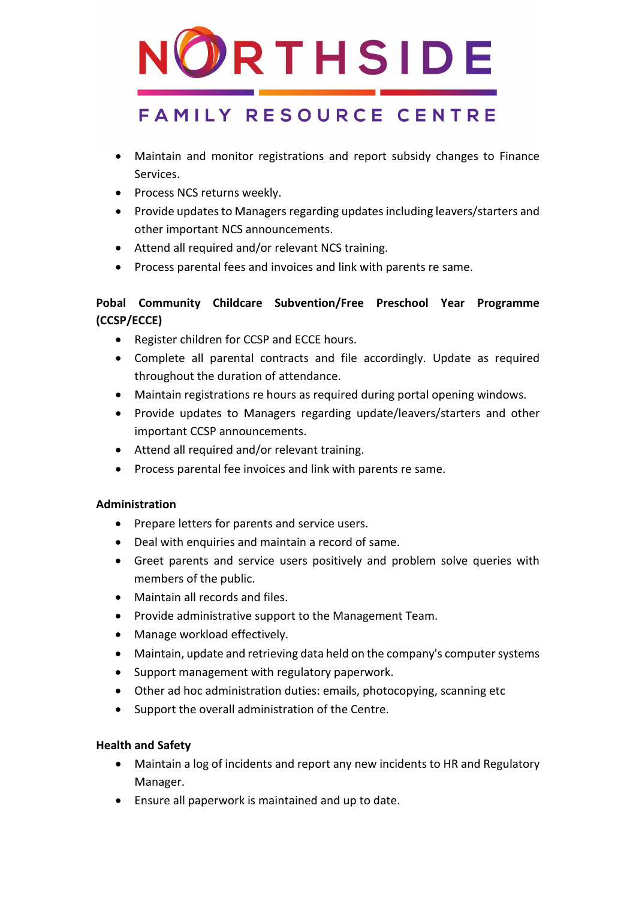- Maintain and monitor registrations and report subsidy changes to Finance Services.
- Process NCS returns weekly.
- Provide updates to Managers regarding updates including leavers/starters and other important NCS announcements.
- Attend all required and/or relevant NCS training.
- Process parental fees and invoices and link with parents re same.

**Pobal Community Childcare Subvention/Free Preschool Year Programme (CCSP/ECCE)**

- Register children for CCSP and ECCE hours.
- Complete all parental contracts and file accordingly. Update as required throughout the duration of attendance.
- Maintain registrations re hours as required during portal opening windows.
- Provide updates to Managers regarding update/leavers/starters and other important CCSP announcements.
- Attend all required and/or relevant training.
- Process parental fee invoices and link with parents re same.

**Administration**

- Prepare letters for parents and service users.
- Deal with enquiries and maintain a record of same.
- Greet parents and service users positively and problem solve queries with members of the public.
- Maintain all records and files.
- Provide administrative support to the Management Team.
- Manage workload effectively.
- Maintain, update and retrieving data held on the company's computer systems
- Support management with regulatory paperwork.
- Other ad hoc administration duties: emails, photocopying, scanning etc
- Support the overall administration of the Centre.

**Health and Safety**

- Maintain a log of incidents and report any new incidents to HR and Regulatory Manager.
- Ensure all paperwork is maintained and up to date.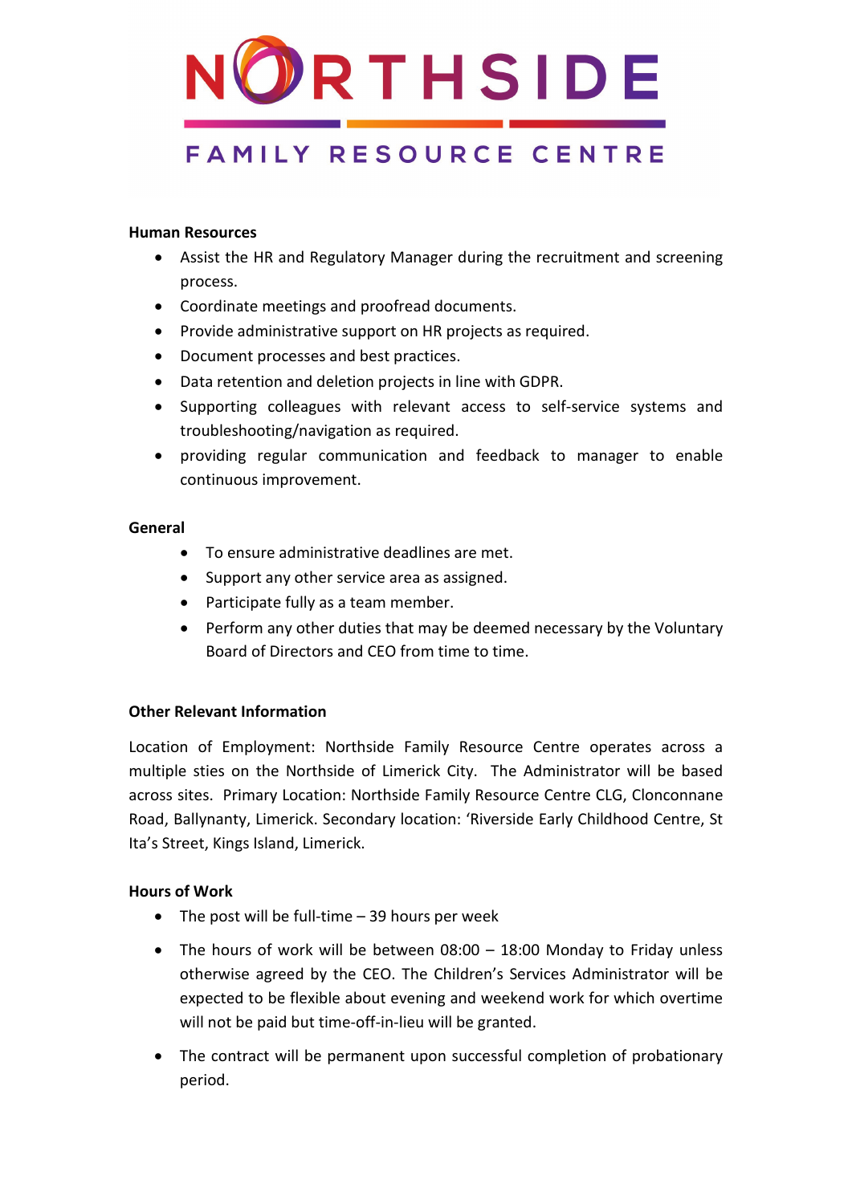**Human Resources**

- Assist the HR and Regulatory Manager during the recruitment and screening process.
- Coordinate meetings and proofread documents.
- Provide administrative support on HR projects as required.
- Document processes and best practices.
- Data retention and deletion projects in line with GDPR.
- Supporting colleagues with relevant access to self-service systems and troubleshooting/navigation as required.
- providing regular communication and feedback to manager to enable continuous improvement.

**General**

- To ensure administrative deadlines are met.
- Support any other service area as assigned.
- Participate fully as a team member.
- Perform any other duties that may be deemed necessary by the Voluntary Board of Directors and CEO from time to time.

**Other Relevant Information**

Location of Employment: Northside Family Resource Centre operates across a multiple sties on the Northside of Limerick City. The Administrator will be based across sites. Primary Location: Northside Family Resource Centre CLG, Clonconnane Road, Ballynanty, Limerick. Secondary location: 'Riverside Early Childhood Centre, St Ita's Street, Kings Island, Limerick.

**Hours of Work**

- The post will be full-time – 39 hours per week
- The hours of work will be between 08:00 – 18:00 Monday to Friday unless otherwise agreed by the CEO. The Children's Services Administrator will be expected to be flexible about evening and weekend work for which overtime will not be paid but time-off-in-lieu will be granted.
- The contract will be permanent upon successful completion of probationary period.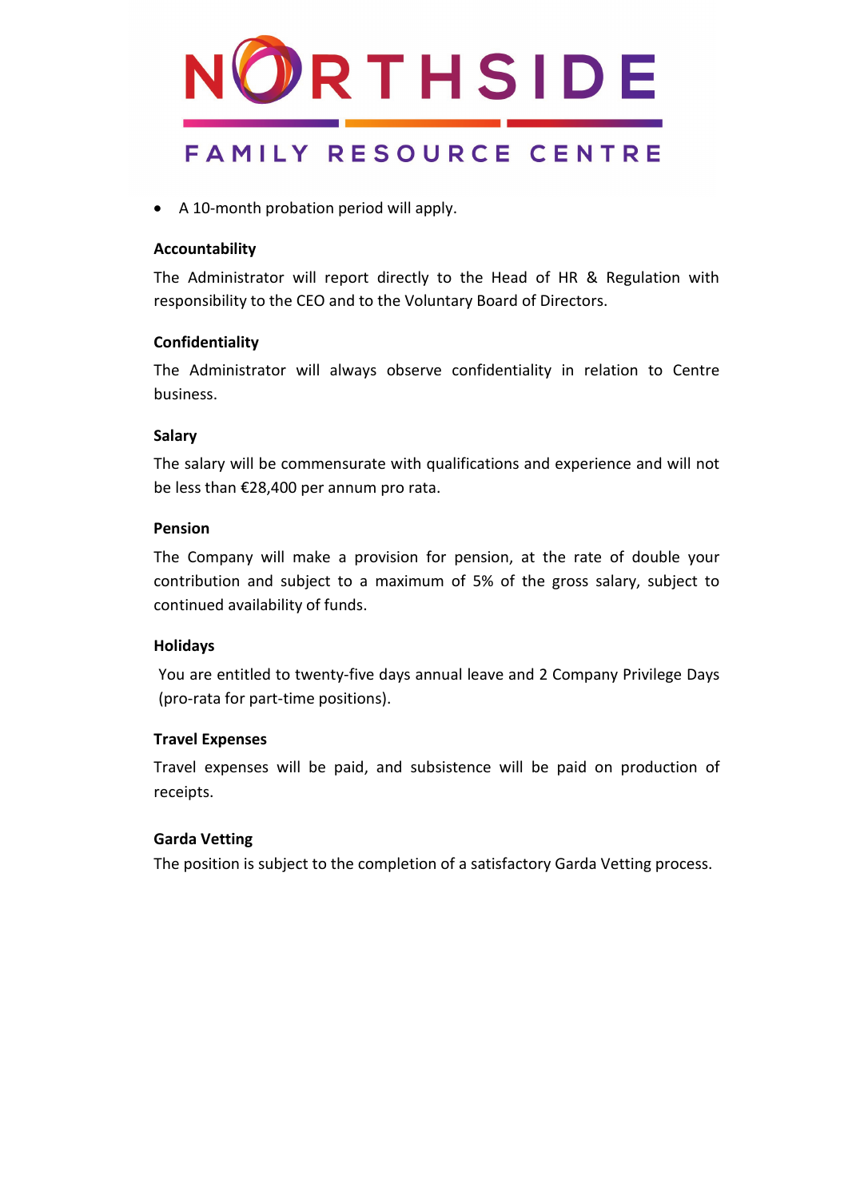- A 10-month probation period will apply.

**Accountability**

The Administrator will report directly to the Head of HR & Regulation with responsibility to the CEO and to the Voluntary Board of Directors.

**Confidentiality**

The Administrator will always observe confidentiality in relation to Centre business.

**Salary**

The salary will be commensurate with qualifications and experience and will not be less than €28,400 per annum pro rata.

**Pension**

The Company will make a provision for pension, at the rate of double your contribution and subject to a maximum of 5% of the gross salary, subject to continued availability of funds.

**Holidays**

You are entitled to twenty-five days annual leave and 2 Company Privilege Days (pro-rata for part-time positions).

**Travel Expenses**

Travel expenses will be paid, and subsistence will be paid on production of receipts.

**Garda Vetting**

The position is subject to the completion of a satisfactory Garda Vetting process.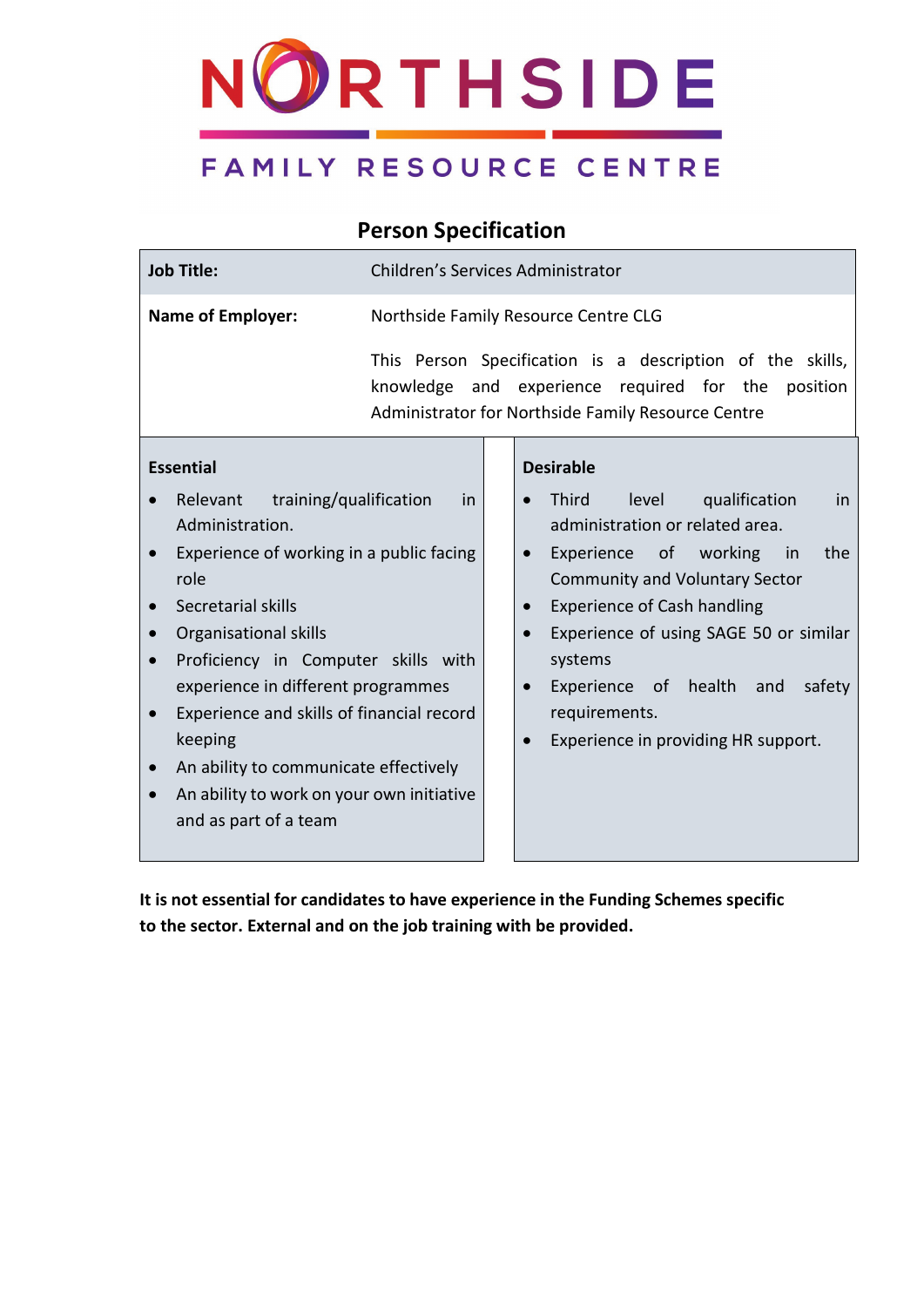# NORTHSIDE

FAMILY RESOURCE CENTRE

## Person Specification

| | |
|---|---|
| **Job Title:** | Children's Services Administrator |
| **Name of Employer:** | Northside Family Resource Centre CLG |
| | This Person Specification is a description of the skills, knowledge and experience required for the position Administrator for Northside Family Resource Centre |

| **Essential** | **Desirable** |
|---|---|
| • Relevant training/qualification in Administration.<br>• Experience of working in a public facing role<br>• Secretarial skills<br>• Organisational skills<br>• Proficiency in Computer skills with experience in different programmes<br>• Experience and skills of financial record keeping<br>• An ability to communicate effectively<br>• An ability to work on your own initiative and as part of a team | • Third level qualification in administration or related area.<br>• Experience of working in the Community and Voluntary Sector<br>• Experience of Cash handling<br>• Experience of using SAGE 50 or similar systems<br>• Experience of health and safety requirements.<br>• Experience in providing HR support. |

**It is not essential for candidates to have experience in the Funding Schemes specific to the sector. External and on the job training with be provided.**